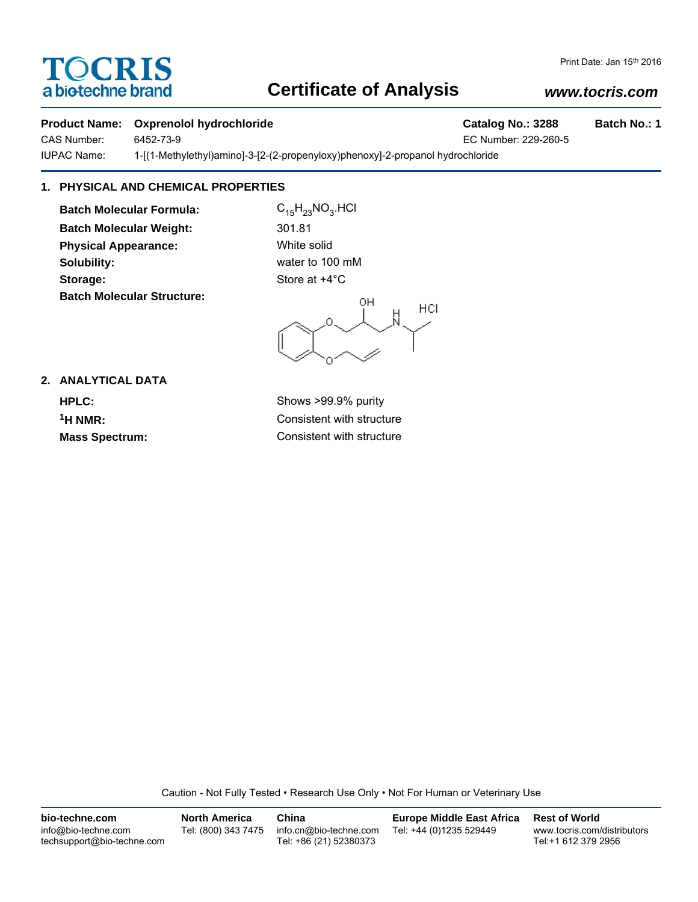# TOCRIS
a bio-techne brand

Print Date: Jan 15th 2016

# Certificate of Analysis

*www.tocris.com*

**Product Name: Oxprenolol hydrochloride** **Catalog No.: 3288** **Batch No.: 1**

CAS Number: 6452-73-9 EC Number: 229-260-5

IUPAC Name: 1-[(1-Methylethyl)amino]-3-[2-(2-propenyloxy)phenoxy]-2-propanol hydrochloride

## 1. PHYSICAL AND CHEMICAL PROPERTIES

| | |
|---|---|
| **Batch Molecular Formula:** | $C_{15}H_{23}NO_3.HCl$ |
| **Batch Molecular Weight:** | 301.81 |
| **Physical Appearance:** | White solid |
| **Solubility:** | water to 100 mM |
| **Storage:** | Store at +4°C |
| **Batch Molecular Structure:** | |

## 2. ANALYTICAL DATA

| | |
|---|---|
| **HPLC:** | Shows >99.9% purity |
| **$^1$H NMR:** | Consistent with structure |
| **Mass Spectrum:** | Consistent with structure |

Caution - Not Fully Tested • Research Use Only • Not For Human or Veterinary Use

**bio-techne.com**
info@bio-techne.com
techsupport@bio-techne.com

**North America**
Tel: (800) 343 7475

**China**
info.cn@bio-techne.com
Tel: +86 (21) 52380373

**Europe Middle East Africa**
Tel: +44 (0)1235 529449

**Rest of World**
www.tocris.com/distributors
Tel:+1 612 379 2956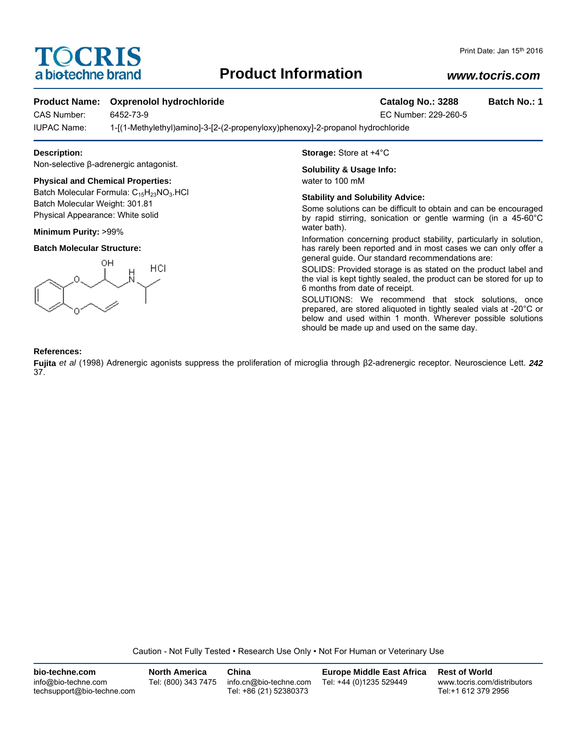# TOCRIS
a bio-techne brand

Print Date: Jan 15th 2016

## Product Information

*www.tocris.com*

**Product Name:** **Oxprenolol hydrochloride** **Catalog No.: 3288** **Batch No.: 1**

CAS Number: 6452-73-9 EC Number: 229-260-5

IUPAC Name: 1-[(1-Methylethyl)amino]-3-[2-(2-propenyloxy)phenoxy]-2-propanol hydrochloride

**Description:**

Non-selective β-adrenergic antagonist.

**Physical and Chemical Properties:**

Batch Molecular Formula: $C_{15}H_{23}NO_3.HCl$

Batch Molecular Weight: 301.81

Physical Appearance: White solid

**Minimum Purity:** >99%

**Batch Molecular Structure:**

OH
H
N
HCl
O
O

**Storage:** Store at +4°C

**Solubility & Usage Info:**

water to 100 mM

**Stability and Solubility Advice:**

Some solutions can be difficult to obtain and can be encouraged by rapid stirring, sonication or gentle warming (in a 45-60°C water bath).

Information concerning product stability, particularly in solution, has rarely been reported and in most cases we can only offer a general guide. Our standard recommendations are:

SOLIDS: Provided storage is as stated on the product label and the vial is kept tightly sealed, the product can be stored for up to 6 months from date of receipt.

SOLUTIONS: We recommend that stock solutions, once prepared, are stored aliquoted in tightly sealed vials at -20°C or below and used within 1 month. Wherever possible solutions should be made up and used on the same day.

**References:**

**Fujita** *et al* (1998) Adrenergic agonists suppress the proliferation of microglia through β2-adrenergic receptor. Neuroscience Lett. ***242*** 37.

Caution - Not Fully Tested • Research Use Only • Not For Human or Veterinary Use

**bio-techne.com**
info@bio-techne.com
techsupport@bio-techne.com

**North America**
Tel: (800) 343 7475

**China**
info.cn@bio-techne.com
Tel: +86 (21) 52380373

**Europe Middle East Africa**
Tel: +44 (0)1235 529449

**Rest of World**
www.tocris.com/distributors
Tel:+1 612 379 2956